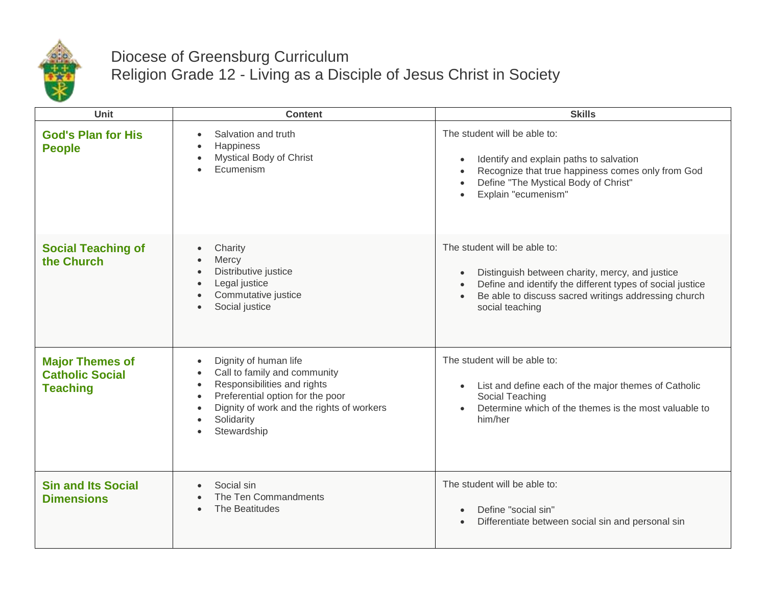# Diocese of Greensburg Curriculum
## Religion Grade 12 - Living as a Disciple of Jesus Christ in Society

| Unit | Content | Skills |
|---|---|---|
| **God's Plan for His People** | • Salvation and truth<br>• Happiness<br>• Mystical Body of Christ<br>• Ecumenism | The student will be able to:<br><br>• Identify and explain paths to salvation<br>• Recognize that true happiness comes only from God<br>• Define "The Mystical Body of Christ"<br>• Explain "ecumenism" |
| **Social Teaching of the Church** | • Charity<br>• Mercy<br>• Distributive justice<br>• Legal justice<br>• Commutative justice<br>• Social justice | The student will be able to:<br><br>• Distinguish between charity, mercy, and justice<br>• Define and identify the different types of social justice<br>• Be able to discuss sacred writings addressing church social teaching |
| **Major Themes of Catholic Social Teaching** | • Dignity of human life<br>• Call to family and community<br>• Responsibilities and rights<br>• Preferential option for the poor<br>• Dignity of work and the rights of workers<br>• Solidarity<br>• Stewardship | The student will be able to:<br><br>• List and define each of the major themes of Catholic Social Teaching<br>• Determine which of the themes is the most valuable to him/her |
| **Sin and Its Social Dimensions** | • Social sin<br>• The Ten Commandments<br>• The Beatitudes | The student will be able to:<br><br>• Define "social sin"<br>• Differentiate between social sin and personal sin |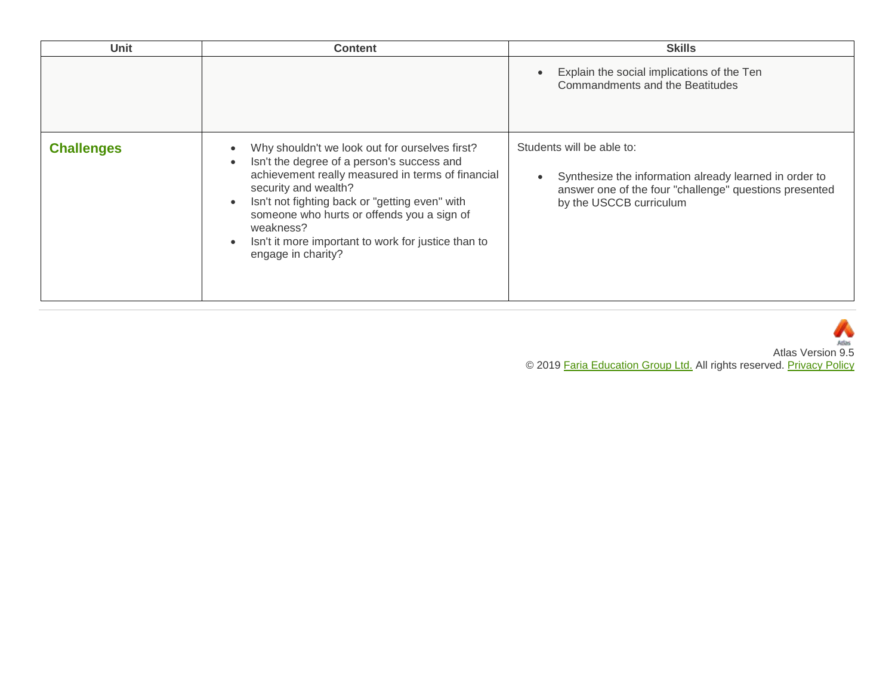| Unit | Content | Skills |
| --- | --- | --- |
| | | • Explain the social implications of the Ten Commandments and the Beatitudes |
| **Challenges** | • Why shouldn't we look out for ourselves first?<br>• Isn't the degree of a person's success and achievement really measured in terms of financial security and wealth?<br>• Isn't not fighting back or "getting even" with someone who hurts or offends you a sign of weakness?<br>• Isn't it more important to work for justice than to engage in charity? | Students will be able to:<br><br>• Synthesize the information already learned in order to answer one of the four "challenge" questions presented by the USCCB curriculum |

Atlas Version 9.5
© 2019 Faria Education Group Ltd. All rights reserved. Privacy Policy